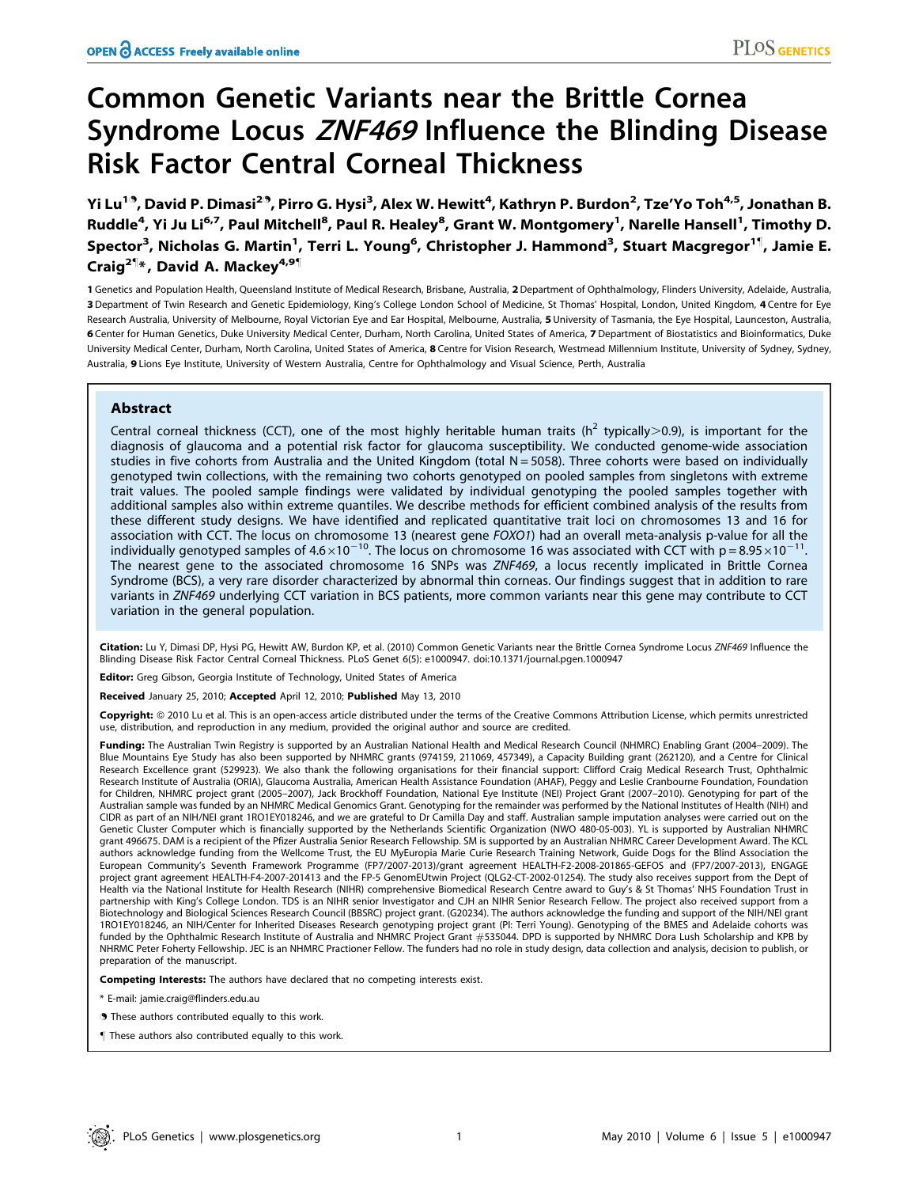# Common Genetic Variants near the Brittle Cornea Syndrome Locus *ZNF469* Influence the Blinding Disease Risk Factor Central Corneal Thickness

Yi Lu[1,9], David P. Dimasi[2,9], Pirro G. Hysi[3], Alex W. Hewitt[4], Kathryn P. Burdon[2], Tze'Yo Toh[4,5], Jonathan B. Ruddle[4], Yi Ju Li[6,7], Paul Mitchell[8], Paul R. Healey[8], Grant W. Montgomery[1], Narelle Hansell[1], Timothy D. Spector[3], Nicholas G. Martin[1], Terri L. Young[6], Christopher J. Hammond[3], Stuart Macgregor[1¶], Jamie E. Craig[2¶]*, David A. Mackey[4,9¶]

1 Genetics and Population Health, Queensland Institute of Medical Research, Brisbane, Australia, 2 Department of Ophthalmology, Flinders University, Adelaide, Australia, 3 Department of Twin Research and Genetic Epidemiology, King's College London School of Medicine, St Thomas' Hospital, London, United Kingdom, 4 Centre for Eye Research Australia, University of Melbourne, Royal Victorian Eye and Ear Hospital, Melbourne, Australia, 5 University of Tasmania, the Eye Hospital, Launceston, Australia, 6 Center for Human Genetics, Duke University Medical Center, Durham, North Carolina, United States of America, 7 Department of Biostatistics and Bioinformatics, Duke University Medical Center, Durham, North Carolina, United States of America, 8 Centre for Vision Research, Westmead Millennium Institute, University of Sydney, Sydney, Australia, 9 Lions Eye Institute, University of Western Australia, Centre for Ophthalmology and Visual Science, Perth, Australia

## Abstract

Central corneal thickness (CCT), one of the most highly heritable human traits ($h^2$ typically>0.9), is important for the diagnosis of glaucoma and a potential risk factor for glaucoma susceptibility. We conducted genome-wide association studies in five cohorts from Australia and the United Kingdom (total N = 5058). Three cohorts were based on individually genotyped twin collections, with the remaining two cohorts genotyped on pooled samples from singletons with extreme trait values. The pooled sample findings were validated by individual genotyping the pooled samples together with additional samples also within extreme quantiles. We describe methods for efficient combined analysis of the results from these different study designs. We have identified and replicated quantitative trait loci on chromosomes 13 and 16 for association with CCT. The locus on chromosome 13 (nearest gene *FOXO1*) had an overall meta-analysis p-value for all the individually genotyped samples of $4.6\times10^{-10}$. The locus on chromosome 16 was associated with CCT with $p = 8.95\times10^{-11}$. The nearest gene to the associated chromosome 16 SNPs was *ZNF469*, a locus recently implicated in Brittle Cornea Syndrome (BCS), a very rare disorder characterized by abnormal thin corneas. Our findings suggest that in addition to rare variants in *ZNF469* underlying CCT variation in BCS patients, more common variants near this gene may contribute to CCT variation in the general population.

**Citation:** Lu Y, Dimasi DP, Hysi PG, Hewitt AW, Burdon KP, et al. (2010) Common Genetic Variants near the Brittle Cornea Syndrome Locus *ZNF469* Influence the Blinding Disease Risk Factor Central Corneal Thickness. PLoS Genet 6(5): e1000947. doi:10.1371/journal.pgen.1000947

**Editor:** Greg Gibson, Georgia Institute of Technology, United States of America

**Received** January 25, 2010; **Accepted** April 12, 2010; **Published** May 13, 2010

**Copyright:** © 2010 Lu et al. This is an open-access article distributed under the terms of the Creative Commons Attribution License, which permits unrestricted use, distribution, and reproduction in any medium, provided the original author and source are credited.

**Funding:** The Australian Twin Registry is supported by an Australian National Health and Medical Research Council (NHMRC) Enabling Grant (2004–2009). The Blue Mountains Eye Study has also been supported by NHMRC grants (974159, 211069, 457349), a Capacity Building grant (262120), and a Centre for Clinical Research Excellence grant (529923). We also thank the following organisations for their financial support: Clifford Craig Medical Research Trust, Ophthalmic Research Institute of Australia (ORIA), Glaucoma Australia, American Health Assistance Foundation (AHAF), Peggy and Leslie Cranbourne Foundation, Foundation for Children, NHMRC project grant (2005–2007), Jack Brockhoff Foundation, National Eye Institute (NEI) Project Grant (2007–2010). Genotyping for part of the Australian sample was funded by an NHMRC Medical Genomics Grant. Genotyping for the remainder was performed by the National Institutes of Health (NIH) and CIDR as part of an NIH/NEI grant 1RO1EY018246, and we are grateful to Dr Camilla Day and staff. Australian sample imputation analyses were carried out on the Genetic Cluster Computer which is financially supported by the Netherlands Scientific Organization (NWO 480-05-003). YL is supported by Australian NHMRC grant 496675. DAM is a recipient of the Pfizer Australia Senior Research Fellowship. SM is supported by an Australian NHMRC Career Development Award. The KCL authors acknowledge funding from the Wellcome Trust, the EU MyEuropia Marie Curie Research Training Network, Guide Dogs for the Blind Association the European Community's Seventh Framework Programme (FP7/2007-2013)/grant agreement HEALTH-F2-2008-201865-GEFOS and (FP7/2007-2013), ENGAGE project grant agreement HEALTH-F4-2007-201413 and the FP-5 GenomEUtwin Project (QLG2-CT-2002-01254). The study also receives support from the Dept of Health via the National Institute for Health Research (NIHR) comprehensive Biomedical Research Centre award to Guy's & St Thomas' NHS Foundation Trust in partnership with King's College London. TDS is an NIHR senior Investigator and CJH an NIHR Senior Research Fellow. The project also received support from a Biotechnology and Biological Sciences Research Council (BBSRC) project grant. (G20234). The authors acknowledge the funding and support of the NIH/NEI grant 1RO1EY018246, an NIH/Center for Inherited Diseases Research genotyping project grant (PI: Terri Young). Genotyping of the BMES and Adelaide cohorts was funded by the Ophthalmic Research Institute of Australia and NHMRC Project Grant #535044. DPD is supported by NHMRC Dora Lush Scholarship and KPB by NHRMC Peter Foherty Fellowship. JEC is an NHMRC Practioner Fellow. The funders had no role in study design, data collection and analysis, decision to publish, or preparation of the manuscript.

**Competing Interests:** The authors have declared that no competing interests exist.

* E-mail: jamie.craig@flinders.edu.au

9 These authors contributed equally to this work.

¶ These authors also contributed equally to this work.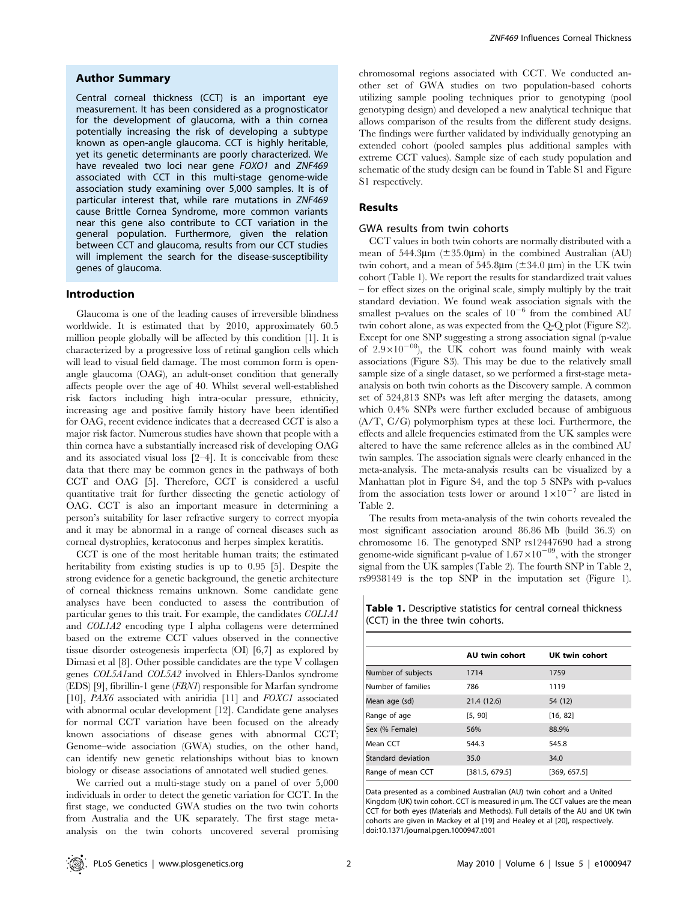## Author Summary

Central corneal thickness (CCT) is an important eye measurement. It has been considered as a prognosticator for the development of glaucoma, with a thin cornea potentially increasing the risk of developing a subtype known as open-angle glaucoma. CCT is highly heritable, yet its genetic determinants are poorly characterized. We have revealed two loci near gene *FOXO1* and *ZNF469* associated with CCT in this multi-stage genome-wide association study examining over 5,000 samples. It is of particular interest that, while rare mutations in *ZNF469* cause Brittle Cornea Syndrome, more common variants near this gene also contribute to CCT variation in the general population. Furthermore, given the relation between CCT and glaucoma, results from our CCT studies will implement the search for the disease-susceptibility genes of glaucoma.

## Introduction

Glaucoma is one of the leading causes of irreversible blindness worldwide. It is estimated that by 2010, approximately 60.5 million people globally will be affected by this condition [1]. It is characterized by a progressive loss of retinal ganglion cells which will lead to visual field damage. The most common form is open-angle glaucoma (OAG), an adult-onset condition that generally affects people over the age of 40. Whilst several well-established risk factors including high intra-ocular pressure, ethnicity, increasing age and positive family history have been identified for OAG, recent evidence indicates that a decreased CCT is also a major risk factor. Numerous studies have shown that people with a thin cornea have a substantially increased risk of developing OAG and its associated visual loss [2–4]. It is conceivable from these data that there may be common genes in the pathways of both CCT and OAG [5]. Therefore, CCT is considered a useful quantitative trait for further dissecting the genetic aetiology of OAG. CCT is also an important measure in determining a person's suitability for laser refractive surgery to correct myopia and it may be abnormal in a range of corneal diseases such as corneal dystrophies, keratoconus and herpes simplex keratitis.

CCT is one of the most heritable human traits; the estimated heritability from existing studies is up to 0.95 [5]. Despite the strong evidence for a genetic background, the genetic architecture of corneal thickness remains unknown. Some candidate gene analyses have been conducted to assess the contribution of particular genes to this trait. For example, the candidates *COL1A1* and *COL1A2* encoding type I alpha collagens were determined based on the extreme CCT values observed in the connective tissue disorder osteogenesis imperfecta (OI) [6,7] as explored by Dimasi et al [8]. Other possible candidates are the type V collagen genes *COL5A1*and *COL5A2* involved in Ehlers-Danlos syndrome (EDS) [9], fibrillin-1 gene (*FBN1*) responsible for Marfan syndrome [10], *PAX6* associated with aniridia [11] and *FOXC1* associated with abnormal ocular development [12]. Candidate gene analyses for normal CCT variation have been focused on the already known associations of disease genes with abnormal CCT; Genome–wide association (GWA) studies, on the other hand, can identify new genetic relationships without bias to known biology or disease associations of annotated well studied genes.

We carried out a multi-stage study on a panel of over 5,000 individuals in order to detect the genetic variation for CCT. In the first stage, we conducted GWA studies on the two twin cohorts from Australia and the UK separately. The first stage meta-analysis on the twin cohorts uncovered several promising chromosomal regions associated with CCT. We conducted another set of GWA studies on two population-based cohorts utilizing sample pooling techniques prior to genotyping (pool genotyping design) and developed a new analytical technique that allows comparison of the results from the different study designs. The findings were further validated by individually genotyping an extended cohort (pooled samples plus additional samples with extreme CCT values). Sample size of each study population and schematic of the study design can be found in Table S1 and Figure S1 respectively.

## Results

### GWA results from twin cohorts

CCT values in both twin cohorts are normally distributed with a mean of 544.3µm (±35.0µm) in the combined Australian (AU) twin cohort, and a mean of 545.8µm (±34.0 µm) in the UK twin cohort (Table 1). We report the results for standardized trait values – for effect sizes on the original scale, simply multiply by the trait standard deviation. We found weak association signals with the smallest p-values on the scales of $10^{-6}$ from the combined AU twin cohort alone, as was expected from the Q-Q plot (Figure S2). Except for one SNP suggesting a strong association signal (p-value of $2.9\times10^{-08}$), the UK cohort was found mainly with weak associations (Figure S3). This may be due to the relatively small sample size of a single dataset, so we performed a first-stage meta-analysis on both twin cohorts as the Discovery sample. A common set of 524,813 SNPs was left after merging the datasets, among which 0.4% SNPs were further excluded because of ambiguous (A/T, C/G) polymorphism types at these loci. Furthermore, the effects and allele frequencies estimated from the UK samples were altered to have the same reference alleles as in the combined AU twin samples. The association signals were clearly enhanced in the meta-analysis. The meta-analysis results can be visualized by a Manhattan plot in Figure S4, and the top 5 SNPs with p-values from the association tests lower or around $1\times10^{-7}$ are listed in Table 2.

The results from meta-analysis of the twin cohorts revealed the most significant association around 86.86 Mb (build 36.3) on chromosome 16. The genotyped SNP rs12447690 had a strong genome-wide significant p-value of $1.67\times10^{-09}$, with the stronger signal from the UK samples (Table 2). The fourth SNP in Table 2, rs9938149 is the top SNP in the imputation set (Figure 1).

**Table 1.** Descriptive statistics for central corneal thickness (CCT) in the three twin cohorts.

| | AU twin cohort | UK twin cohort |
|---|---|---|
| Number of subjects | 1714 | 1759 |
| Number of families | 786 | 1119 |
| Mean age (sd) | 21.4 (12.6) | 54 (12) |
| Range of age | [5, 90] | [16, 82] |
| Sex (% Female) | 56% | 88.9% |
| Mean CCT | 544.3 | 545.8 |
| Standard deviation | 35.0 | 34.0 |
| Range of mean CCT | [381.5, 679.5] | [369, 657.5] |

Data presented as a combined Australian (AU) twin cohort and a United Kingdom (UK) twin cohort. CCT is measured in µm. The CCT values are the mean CCT for both eyes (Materials and Methods). Full details of the AU and UK twin cohorts are given in Mackey et al [19] and Healey et al [20], respectively.
doi:10.1371/journal.pgen.1000947.t001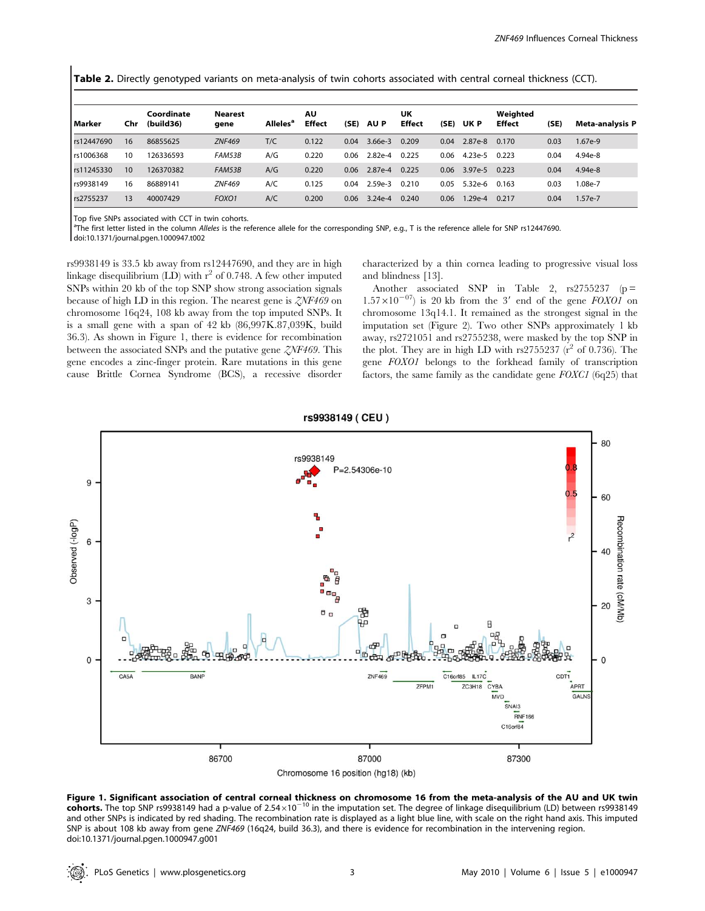**Table 2.** Directly genotyped variants on meta-analysis of twin cohorts associated with central corneal thickness (CCT).

| Marker | Chr | Coordinate (build36) | Nearest gene | Alleles[a] | AU Effect | (SE) | AU P | UK Effect | (SE) | UK P | Weighted Effect | (SE) | Meta-analysis P |
|---|---|---|---|---|---|---|---|---|---|---|---|---|---|
| rs12447690 | 16 | 86855625 | *ZNF469* | T/C | 0.122 | 0.04 | 3.66e-3 | 0.209 | 0.04 | 2.87e-8 | 0.170 | 0.03 | 1.67e-9 |
| rs1006368 | 10 | 126336593 | *FAM53B* | A/G | 0.220 | 0.06 | 2.82e-4 | 0.225 | 0.06 | 4.23e-5 | 0.223 | 0.04 | 4.94e-8 |
| rs11245330 | 10 | 126370382 | *FAM53B* | A/G | 0.220 | 0.06 | 2.87e-4 | 0.225 | 0.06 | 3.97e-5 | 0.223 | 0.04 | 4.94e-8 |
| rs9938149 | 16 | 86889141 | *ZNF469* | A/C | 0.125 | 0.04 | 2.59e-3 | 0.210 | 0.05 | 5.32e-6 | 0.163 | 0.03 | 1.08e-7 |
| rs2755237 | 13 | 40007429 | *FOXO1* | A/C | 0.200 | 0.06 | 3.24e-4 | 0.240 | 0.06 | 1.29e-4 | 0.217 | 0.04 | 1.57e-7 |

Top five SNPs associated with CCT in twin cohorts.
[a]The first letter listed in the column *Alleles* is the reference allele for the corresponding SNP, e.g., T is the reference allele for SNP rs12447690.
doi:10.1371/journal.pgen.1000947.t002

rs9938149 is 33.5 kb away from rs12447690, and they are in high linkage disequilibrium (LD) with $r^2$ of 0.748. A few other imputed SNPs within 20 kb of the top SNP show strong association signals because of high LD in this region. The nearest gene is *ZNF469* on chromosome 16q24, 108 kb away from the top imputed SNPs. It is a small gene with a span of 42 kb (86,997K.87,039K, build 36.3). As shown in Figure 1, there is evidence for recombination between the associated SNPs and the putative gene *ZNF469*. This gene encodes a zinc-finger protein. Rare mutations in this gene cause Brittle Cornea Syndrome (BCS), a recessive disorder characterized by a thin cornea leading to progressive visual loss and blindness [13].

Another associated SNP in Table 2, rs2755237 ($p = 1.57 \times 10^{-07}$) is 20 kb from the 3′ end of the gene *FOXO1* on chromosome 13q14.1. It remained as the strongest signal in the imputation set (Figure 2). Two other SNPs approximately 1 kb away, rs2721051 and rs2755238, were masked by the top SNP in the plot. They are in high LD with rs2755237 ($r^2$ of 0.736). The gene *FOXO1* belongs to the forkhead family of transcription factors, the same family as the candidate gene *FOXC1* (6q25) that

**Figure 1. Significant association of central corneal thickness on chromosome 16 from the meta-analysis of the AU and UK twin cohorts.** The top SNP rs9938149 had a p-value of $2.54 \times 10^{-10}$ in the imputation set. The degree of linkage disequilibrium (LD) between rs9938149 and other SNPs is indicated by red shading. The recombination rate is displayed as a light blue line, with scale on the right hand axis. This imputed SNP is about 108 kb away from gene *ZNF469* (16q24, build 36.3), and there is evidence for recombination in the intervening region.
doi:10.1371/journal.pgen.1000947.g001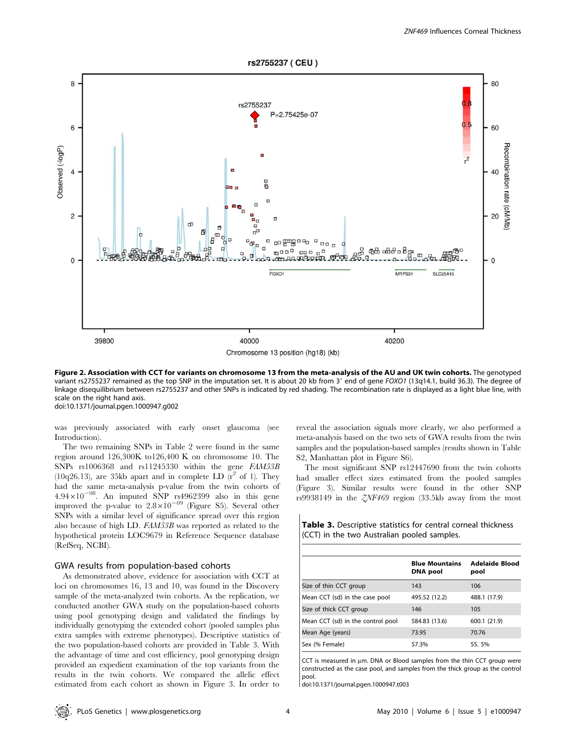**Figure 2. Association with CCT for variants on chromosome 13 from the meta-analysis of the AU and UK twin cohorts.** The genotyped variant rs2755237 remained as the top SNP in the imputation set. It is about 20 kb from 3′ end of gene *FOXO1* (13q14.1, build 36.3). The degree of linkage disequilibrium between rs2755237 and other SNPs is indicated by red shading. The recombination rate is displayed as a light blue line, with scale on the right hand axis.
doi:10.1371/journal.pgen.1000947.g002

was previously associated with early onset glaucoma (see Introduction).

The two remaining SNPs in Table 2 were found in the same region around 126,300K to126,400 K on chromosome 10. The SNPs rs1006368 and rs11245330 within the gene *FAM53B* (10q26.13), are 35kb apart and in complete LD ($r^2$ of 1). They had the same meta-analysis p-value from the twin cohorts of $4.94\times10^{-08}$. An imputed SNP rs4962399 also in this gene improved the p-value to $2.8\times10^{-09}$ (Figure S5). Several other SNPs with a similar level of significance spread over this region also because of high LD. *FAM53B* was reported as related to the hypothetical protein LOC9679 in Reference Sequence database (RefSeq, NCBI).

## GWA results from population-based cohorts

As demonstrated above, evidence for association with CCT at loci on chromosomes 16, 13 and 10, was found in the Discovery sample of the meta-analyzed twin cohorts. As the replication, we conducted another GWA study on the population-based cohorts using pool genotyping design and validated the findings by individually genotyping the extended cohort (pooled samples plus extra samples with extreme phenotypes). Descriptive statistics of the two population-based cohorts are provided in Table 3. With the advantage of time and cost efficiency, pool genotyping design provided an expedient examination of the top variants from the results in the twin cohorts. We compared the allelic effect estimated from each cohort as shown in Figure 3. In order to reveal the association signals more clearly, we also performed a meta-analysis based on the two sets of GWA results from the twin samples and the population-based samples (results shown in Table S2, Manhattan plot in Figure S6).

The most significant SNP rs12447690 from the twin cohorts had smaller effect sizes estimated from the pooled samples (Figure 3). Similar results were found in the other SNP rs9938149 in the *ZNF469* region (33.5kb away from the most

**Table 3.** Descriptive statistics for central corneal thickness (CCT) in the two Australian pooled samples.

| | Blue Mountains DNA pool | Adelaide Blood pool |
|---|---|---|
| Size of thin CCT group | 143 | 106 |
| Mean CCT (sd) in the case pool | 495.52 (12.2) | 488.1 (17.9) |
| Size of thick CCT group | 146 | 105 |
| Mean CCT (sd) in the control pool | 584.83 (13.6) | 600.1 (21.9) |
| Mean Age (years) | 73.95 | 70.76 |
| Sex (% Female) | 57.3% | 55. 5% |

CCT is measured in µm. DNA or Blood samples from the thin CCT group were constructed as the case pool, and samples from the thick group as the control pool.
doi:10.1371/journal.pgen.1000947.t003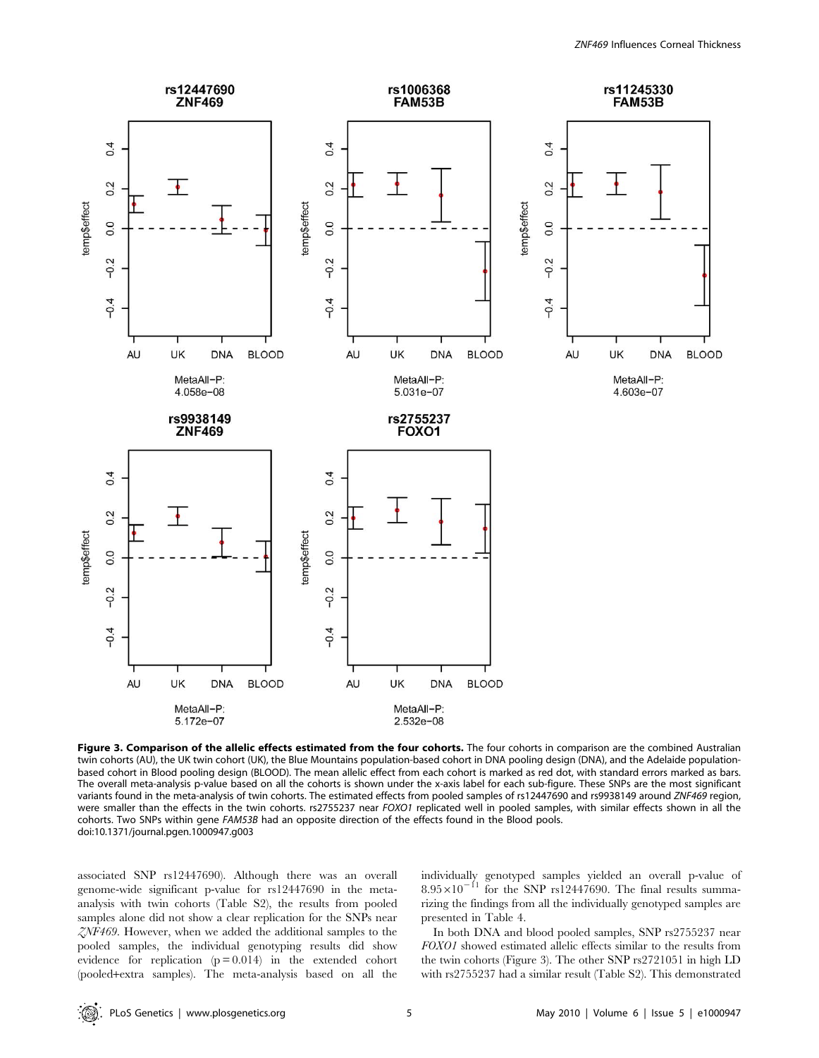**Figure 3. Comparison of the allelic effects estimated from the four cohorts.** The four cohorts in comparison are the combined Australian twin cohorts (AU), the UK twin cohort (UK), the Blue Mountains population-based cohort in DNA pooling design (DNA), and the Adelaide population-based cohort in Blood pooling design (BLOOD). The mean allelic effect from each cohort is marked as red dot, with standard errors marked as bars. The overall meta-analysis p-value based on all the cohorts is shown under the x-axis label for each sub-figure. These SNPs are the most significant variants found in the meta-analysis of twin cohorts. The estimated effects from pooled samples of rs12447690 and rs9938149 around *ZNF469* region, were smaller than the effects in the twin cohorts. rs2755237 near *FOXO1* replicated well in pooled samples, with similar effects shown in all the cohorts. Two SNPs within gene *FAM53B* had an opposite direction of the effects found in the Blood pools.
doi:10.1371/journal.pgen.1000947.g003

associated SNP rs12447690). Although there was an overall genome-wide significant p-value for rs12447690 in the meta-analysis with twin cohorts (Table S2), the results from pooled samples alone did not show a clear replication for the SNPs near *ZNF469*. However, when we added the additional samples to the pooled samples, the individual genotyping results did show evidence for replication ($p = 0.014$) in the extended cohort (pooled+extra samples). The meta-analysis based on all the individually genotyped samples yielded an overall p-value of $8.95 \times 10^{-11}$ for the SNP rs12447690. The final results summarizing the findings from all the individually genotyped samples are presented in Table 4.

In both DNA and blood pooled samples, SNP rs2755237 near *FOXO1* showed estimated allelic effects similar to the results from the twin cohorts (Figure 3). The other SNP rs2721051 in high LD with rs2755237 had a similar result (Table S2). This demonstrated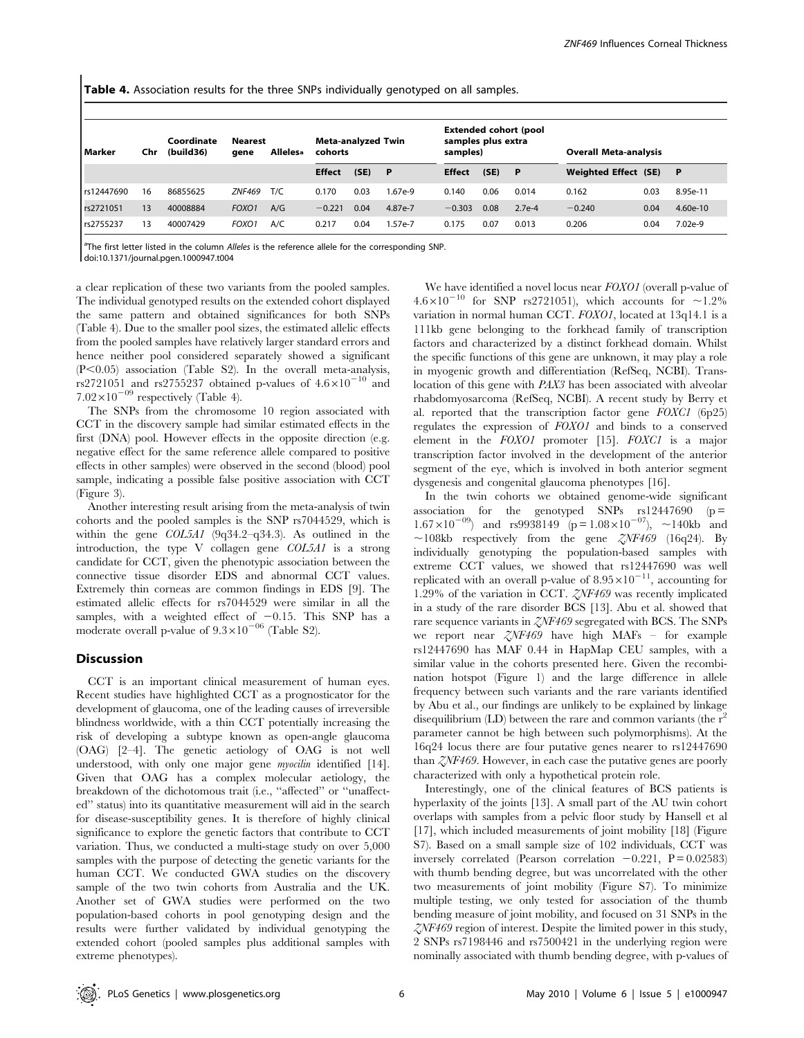**Table 4.** Association results for the three SNPs individually genotyped on all samples.

| Marker | Chr | Coordinate (build36) | Nearest gene | Alleles[a] | Meta-analyzed Twin cohorts | | | Extended cohort (pool samples plus extra samples) | | | Overall Meta-analysis | | |
|---|---|---|---|---|---|---|---|---|---|---|---|---|---|
| | | | | | Effect | (SE) | P | Effect | (SE) | P | Weighted Effect | (SE) | P |
| rs12447690 | 16 | 86855625 | *ZNF469* | T/C | 0.170 | 0.03 | 1.67e-9 | 0.140 | 0.06 | 0.014 | 0.162 | 0.03 | 8.95e-11 |
| rs2721051 | 13 | 40008884 | *FOXO1* | A/G | −0.221 | 0.04 | 4.87e-7 | −0.303 | 0.08 | 2.7e-4 | −0.240 | 0.04 | 4.60e-10 |
| rs2755237 | 13 | 40007429 | *FOXO1* | A/C | 0.217 | 0.04 | 1.57e-7 | 0.175 | 0.07 | 0.013 | 0.206 | 0.04 | 7.02e-9 |

[a]The first letter listed in the column *Alleles* is the reference allele for the corresponding SNP.
doi:10.1371/journal.pgen.1000947.t004

a clear replication of these two variants from the pooled samples. The individual genotyped results on the extended cohort displayed the same pattern and obtained significances for both SNPs (Table 4). Due to the smaller pool sizes, the estimated allelic effects from the pooled samples have relatively larger standard errors and hence neither pool considered separately showed a significant ($P<0.05$) association (Table S2). In the overall meta-analysis, rs2721051 and rs2755237 obtained p-values of $4.6\times10^{-10}$ and $7.02\times10^{-09}$ respectively (Table 4).

The SNPs from the chromosome 10 region associated with CCT in the discovery sample had similar estimated effects in the first (DNA) pool. However effects in the opposite direction (e.g. negative effect for the same reference allele compared to positive effects in other samples) were observed in the second (blood) pool sample, indicating a possible false positive association with CCT (Figure 3).

Another interesting result arising from the meta-analysis of twin cohorts and the pooled samples is the SNP rs7044529, which is within the gene *COL5A1* (9q34.2–q34.3). As outlined in the introduction, the type V collagen gene *COL5A1* is a strong candidate for CCT, given the phenotypic association between the connective tissue disorder EDS and abnormal CCT values. Extremely thin corneas are common findings in EDS [9]. The estimated allelic effects for rs7044529 were similar in all the samples, with a weighted effect of −0.15. This SNP has a moderate overall p-value of $9.3\times10^{-06}$ (Table S2).

## Discussion

CCT is an important clinical measurement of human eyes. Recent studies have highlighted CCT as a prognosticator for the development of glaucoma, one of the leading causes of irreversible blindness worldwide, with a thin CCT potentially increasing the risk of developing a subtype known as open-angle glaucoma (OAG) [2–4]. The genetic aetiology of OAG is not well understood, with only one major gene *myocilin* identified [14]. Given that OAG has a complex molecular aetiology, the breakdown of the dichotomous trait (i.e., "affected" or "unaffected" status) into its quantitative measurement will aid in the search for disease-susceptibility genes. It is therefore of highly clinical significance to explore the genetic factors that contribute to CCT variation. Thus, we conducted a multi-stage study on over 5,000 samples with the purpose of detecting the genetic variants for the human CCT. We conducted GWA studies on the discovery sample of the two twin cohorts from Australia and the UK. Another set of GWA studies were performed on the two population-based cohorts in pool genotyping design and the results were further validated by individual genotyping the extended cohort (pooled samples plus additional samples with extreme phenotypes).

We have identified a novel locus near *FOXO1* (overall p-value of $4.6\times10^{-10}$ for SNP rs2721051), which accounts for ~1.2% variation in normal human CCT. *FOXO1*, located at 13q14.1 is a 111kb gene belonging to the forkhead family of transcription factors and characterized by a distinct forkhead domain. Whilst the specific functions of this gene are unknown, it may play a role in myogenic growth and differentiation (RefSeq, NCBI). Translocation of this gene with *PAX3* has been associated with alveolar rhabdomyosarcoma (RefSeq, NCBI). A recent study by Berry et al. reported that the transcription factor gene *FOXC1* (6p25) regulates the expression of *FOXO1* and binds to a conserved element in the *FOXO1* promoter [15]. *FOXC1* is a major transcription factor involved in the development of the anterior segment of the eye, which is involved in both anterior segment dysgenesis and congenital glaucoma phenotypes [16].

In the twin cohorts we obtained genome-wide significant association for the genotyped SNPs rs12447690 ($p=1.67\times10^{-09}$) and rs9938149 ($p=1.08\times10^{-07}$), ~140kb and ~108kb respectively from the gene *ZNF469* (16q24). By individually genotyping the population-based samples with extreme CCT values, we showed that rs12447690 was well replicated with an overall p-value of $8.95\times10^{-11}$, accounting for 1.29% of the variation in CCT. *ZNF469* was recently implicated in a study of the rare disorder BCS [13]. Abu et al. showed that rare sequence variants in *ZNF469* segregated with BCS. The SNPs we report near *ZNF469* have high MAFs – for example rs12447690 has MAF 0.44 in HapMap CEU samples, with a similar value in the cohorts presented here. Given the recombination hotspot (Figure 1) and the large difference in allele frequency between such variants and the rare variants identified by Abu et al., our findings are unlikely to be explained by linkage disequilibrium (LD) between the rare and common variants (the $r^2$ parameter cannot be high between such polymorphisms). At the 16q24 locus there are four putative genes nearer to rs12447690 than *ZNF469*. However, in each case the putative genes are poorly characterized with only a hypothetical protein role.

Interestingly, one of the clinical features of BCS patients is hyperlaxity of the joints [13]. A small part of the AU twin cohort overlaps with samples from a pelvic floor study by Hansell et al [17], which included measurements of joint mobility [18] (Figure S7). Based on a small sample size of 102 individuals, CCT was inversely correlated (Pearson correlation −0.221, $P=0.02583$) with thumb bending degree, but was uncorrelated with the other two measurements of joint mobility (Figure S7). To minimize multiple testing, we only tested for association of the thumb bending measure of joint mobility, and focused on 31 SNPs in the *ZNF469* region of interest. Despite the limited power in this study, 2 SNPs rs7198446 and rs7500421 in the underlying region were nominally associated with thumb bending degree, with p-values of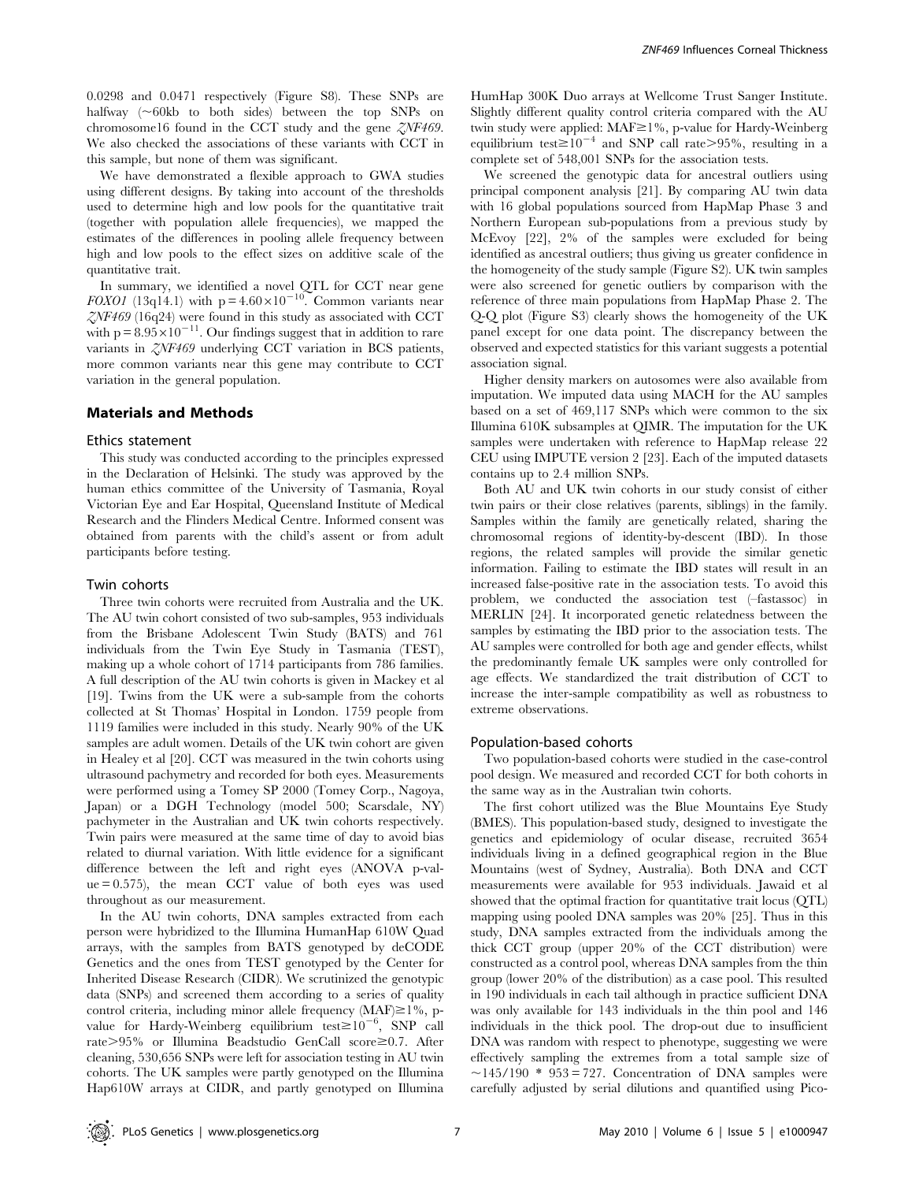0.0298 and 0.0471 respectively (Figure S8). These SNPs are halfway (~60kb to both sides) between the top SNPs on chromosome16 found in the CCT study and the gene *ZNF469*. We also checked the associations of these variants with CCT in this sample, but none of them was significant.

We have demonstrated a flexible approach to GWA studies using different designs. By taking into account of the thresholds used to determine high and low pools for the quantitative trait (together with population allele frequencies), we mapped the estimates of the differences in pooling allele frequency between high and low pools to the effect sizes on additive scale of the quantitative trait.

In summary, we identified a novel QTL for CCT near gene *FOXO1* (13q14.1) with $p = 4.60 \times 10^{-10}$. Common variants near *ZNF469* (16q24) were found in this study as associated with CCT with $p = 8.95 \times 10^{-11}$. Our findings suggest that in addition to rare variants in *ZNF469* underlying CCT variation in BCS patients, more common variants near this gene may contribute to CCT variation in the general population.

## Materials and Methods

### Ethics statement

This study was conducted according to the principles expressed in the Declaration of Helsinki. The study was approved by the human ethics committee of the University of Tasmania, Royal Victorian Eye and Ear Hospital, Queensland Institute of Medical Research and the Flinders Medical Centre. Informed consent was obtained from parents with the child's assent or from adult participants before testing.

### Twin cohorts

Three twin cohorts were recruited from Australia and the UK. The AU twin cohort consisted of two sub-samples, 953 individuals from the Brisbane Adolescent Twin Study (BATS) and 761 individuals from the Twin Eye Study in Tasmania (TEST), making up a whole cohort of 1714 participants from 786 families. A full description of the AU twin cohorts is given in Mackey et al [19]. Twins from the UK were a sub-sample from the cohorts collected at St Thomas' Hospital in London. 1759 people from 1119 families were included in this study. Nearly 90% of the UK samples are adult women. Details of the UK twin cohort are given in Healey et al [20]. CCT was measured in the twin cohorts using ultrasound pachymetry and recorded for both eyes. Measurements were performed using a Tomey SP 2000 (Tomey Corp., Nagoya, Japan) or a DGH Technology (model 500; Scarsdale, NY) pachymeter in the Australian and UK twin cohorts respectively. Twin pairs were measured at the same time of day to avoid bias related to diurnal variation. With little evidence for a significant difference between the left and right eyes (ANOVA p-value = 0.575), the mean CCT value of both eyes was used throughout as our measurement.

In the AU twin cohorts, DNA samples extracted from each person were hybridized to the Illumina HumanHap 610W Quad arrays, with the samples from BATS genotyped by deCODE Genetics and the ones from TEST genotyped by the Center for Inherited Disease Research (CIDR). We scrutinized the genotypic data (SNPs) and screened them according to a series of quality control criteria, including minor allele frequency (MAF)≥1%, p-value for Hardy-Weinberg equilibrium test $\geq 10^{-6}$, SNP call rate>95% or Illumina Beadstudio GenCall score≥0.7. After cleaning, 530,656 SNPs were left for association testing in AU twin cohorts. The UK samples were partly genotyped on the Illumina Hap610W arrays at CIDR, and partly genotyped on Illumina HumHap 300K Duo arrays at Wellcome Trust Sanger Institute. Slightly different quality control criteria compared with the AU twin study were applied: MAF≥1%, p-value for Hardy-Weinberg equilibrium test $\geq 10^{-4}$ and SNP call rate>95%, resulting in a complete set of 548,001 SNPs for the association tests.

We screened the genotypic data for ancestral outliers using principal component analysis [21]. By comparing AU twin data with 16 global populations sourced from HapMap Phase 3 and Northern European sub-populations from a previous study by McEvoy [22], 2% of the samples were excluded for being identified as ancestral outliers; thus giving us greater confidence in the homogeneity of the study sample (Figure S2). UK twin samples were also screened for genetic outliers by comparison with the reference of three main populations from HapMap Phase 2. The Q-Q plot (Figure S3) clearly shows the homogeneity of the UK panel except for one data point. The discrepancy between the observed and expected statistics for this variant suggests a potential association signal.

Higher density markers on autosomes were also available from imputation. We imputed data using MACH for the AU samples based on a set of 469,117 SNPs which were common to the six Illumina 610K subsamples at QIMR. The imputation for the UK samples were undertaken with reference to HapMap release 22 CEU using IMPUTE version 2 [23]. Each of the imputed datasets contains up to 2.4 million SNPs.

Both AU and UK twin cohorts in our study consist of either twin pairs or their close relatives (parents, siblings) in the family. Samples within the family are genetically related, sharing the chromosomal regions of identity-by-descent (IBD). In those regions, the related samples will provide the similar genetic information. Failing to estimate the IBD states will result in an increased false-positive rate in the association tests. To avoid this problem, we conducted the association test (–fastassoc) in MERLIN [24]. It incorporated genetic relatedness between the samples by estimating the IBD prior to the association tests. The AU samples were controlled for both age and gender effects, whilst the predominantly female UK samples were only controlled for age effects. We standardized the trait distribution of CCT to increase the inter-sample compatibility as well as robustness to extreme observations.

### Population-based cohorts

Two population-based cohorts were studied in the case-control pool design. We measured and recorded CCT for both cohorts in the same way as in the Australian twin cohorts.

The first cohort utilized was the Blue Mountains Eye Study (BMES). This population-based study, designed to investigate the genetics and epidemiology of ocular disease, recruited 3654 individuals living in a defined geographical region in the Blue Mountains (west of Sydney, Australia). Both DNA and CCT measurements were available for 953 individuals. Jawaid et al showed that the optimal fraction for quantitative trait locus (QTL) mapping using pooled DNA samples was 20% [25]. Thus in this study, DNA samples extracted from the individuals among the thick CCT group (upper 20% of the CCT distribution) were constructed as a control pool, whereas DNA samples from the thin group (lower 20% of the distribution) as a case pool. This resulted in 190 individuals in each tail although in practice sufficient DNA was only available for 143 individuals in the thin pool and 146 individuals in the thick pool. The drop-out due to insufficient DNA was random with respect to phenotype, suggesting we were effectively sampling the extremes from a total sample size of $\sim 145/190 * 953 = 727$. Concentration of DNA samples were carefully adjusted by serial dilutions and quantified using Pico-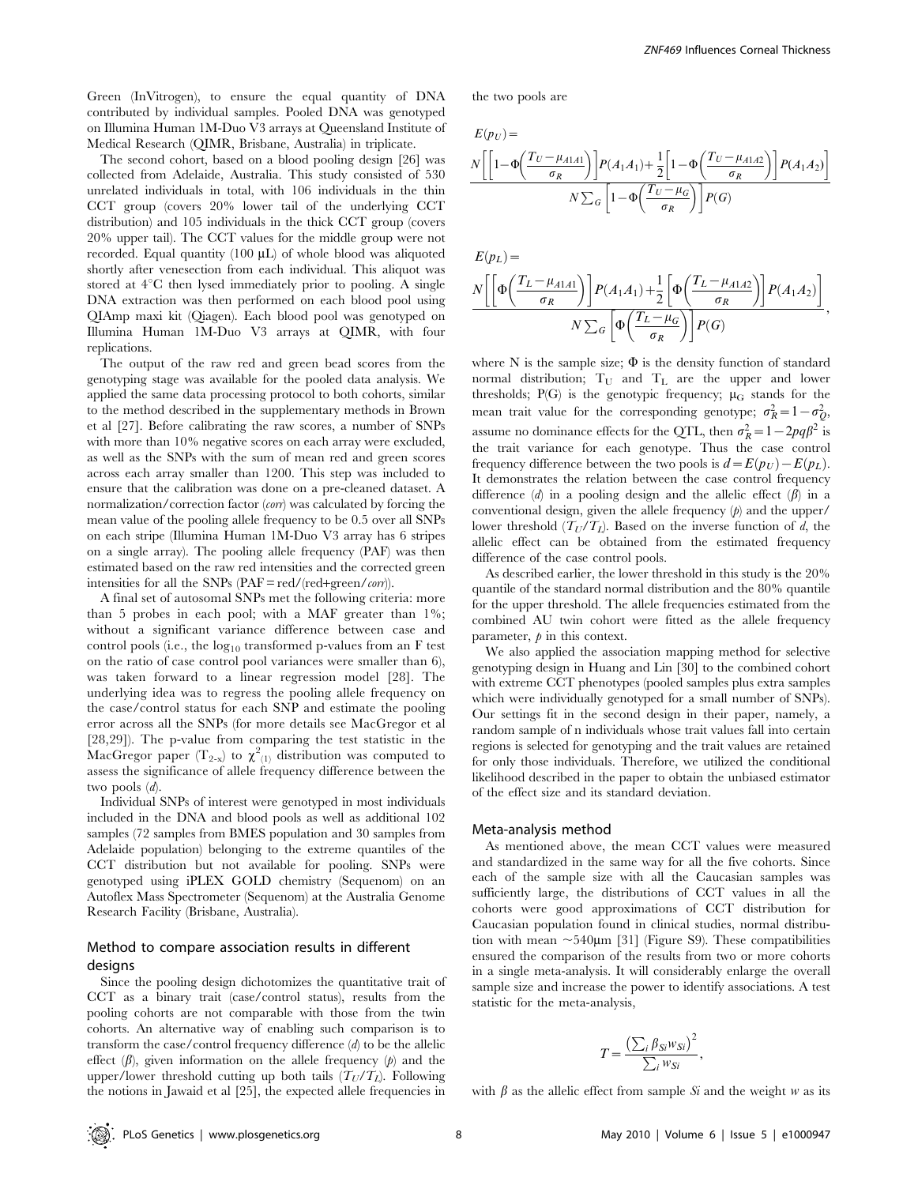Green (InVitrogen), to ensure the equal quantity of DNA contributed by individual samples. Pooled DNA was genotyped on Illumina Human 1M-Duo V3 arrays at Queensland Institute of Medical Research (QIMR, Brisbane, Australia) in triplicate.

The second cohort, based on a blood pooling design [26] was collected from Adelaide, Australia. This study consisted of 530 unrelated individuals in total, with 106 individuals in the thin CCT group (covers 20% lower tail of the underlying CCT distribution) and 105 individuals in the thick CCT group (covers 20% upper tail). The CCT values for the middle group were not recorded. Equal quantity (100 µL) of whole blood was aliquoted shortly after venesection from each individual. This aliquot was stored at 4°C then lysed immediately prior to pooling. A single DNA extraction was then performed on each blood pool using QIAmp maxi kit (Qiagen). Each blood pool was genotyped on Illumina Human 1M-Duo V3 arrays at QIMR, with four replications.

The output of the raw red and green bead scores from the genotyping stage was available for the pooled data analysis. We applied the same data processing protocol to both cohorts, similar to the method described in the supplementary methods in Brown et al [27]. Before calibrating the raw scores, a number of SNPs with more than 10% negative scores on each array were excluded, as well as the SNPs with the sum of mean red and green scores across each array smaller than 1200. This step was included to ensure that the calibration was done on a pre-cleaned dataset. A normalization/correction factor (*corr*) was calculated by forcing the mean value of the pooling allele frequency to be 0.5 over all SNPs on each stripe (Illumina Human 1M-Duo V3 array has 6 stripes on a single array). The pooling allele frequency (PAF) was then estimated based on the raw red intensities and the corrected green intensities for all the SNPs (PAF = red/(red+green/*corr*)).

A final set of autosomal SNPs met the following criteria: more than 5 probes in each pool; with a MAF greater than 1%; without a significant variance difference between case and control pools (i.e., the $\log_{10}$ transformed p-values from an F test on the ratio of case control pool variances were smaller than 6), was taken forward to a linear regression model [28]. The underlying idea was to regress the pooling allele frequency on the case/control status for each SNP and estimate the pooling error across all the SNPs (for more details see MacGregor et al [28,29]). The p-value from comparing the test statistic in the MacGregor paper ($T_{2\text{-}\infty}$) to $\chi^2_{(1)}$ distribution was computed to assess the significance of allele frequency difference between the two pools ($d$).

Individual SNPs of interest were genotyped in most individuals included in the DNA and blood pools as well as additional 102 samples (72 samples from BMES population and 30 samples from Adelaide population) belonging to the extreme quantiles of the CCT distribution but not available for pooling. SNPs were genotyped using iPLEX GOLD chemistry (Sequenom) on an Autoflex Mass Spectrometer (Sequenom) at the Australia Genome Research Facility (Brisbane, Australia).

## Method to compare association results in different designs

Since the pooling design dichotomizes the quantitative trait of CCT as a binary trait (case/control status), results from the pooling cohorts are not comparable with those from the twin cohorts. An alternative way of enabling such comparison is to transform the case/control frequency difference ($d$) to be the allelic effect ($\beta$), given information on the allele frequency ($p$) and the upper/lower threshold cutting up both tails ($T_U/T_L$). Following the notions in Jawaid et al [25], the expected allele frequencies in the two pools are

$$E(p_U) = \frac{N\left[\left[1-\Phi\left(\frac{T_U-\mu_{A1A1}}{\sigma_R}\right)\right]P(A_1A_1)+\frac{1}{2}\left[1-\Phi\left(\frac{T_U-\mu_{A1A2}}{\sigma_R}\right)\right]P(A_1A_2)\right]}{N\sum_G\left[1-\Phi\left(\frac{T_U-\mu_G}{\sigma_R}\right)\right]P(G)}$$

$$E(p_L) = \frac{N\left[\left[\Phi\left(\frac{T_L-\mu_{A1A1}}{\sigma_R}\right)\right]P(A_1A_1)+\frac{1}{2}\left[\Phi\left(\frac{T_L-\mu_{A1A2}}{\sigma_R}\right)\right]P(A_1A_2)\right]}{N\sum_G\left[\Phi\left(\frac{T_L-\mu_G}{\sigma_R}\right)\right]P(G)},$$

where N is the sample size; $\Phi$ is the density function of standard normal distribution; $T_U$ and $T_L$ are the upper and lower thresholds; P(G) is the genotypic frequency; $\mu_G$ stands for the mean trait value for the corresponding genotype; $\sigma_R^2 = 1-\sigma_Q^2$, assume no dominance effects for the QTL, then $\sigma_R^2 = 1-2pq\beta^2$ is the trait variance for each genotype. Thus the case control frequency difference between the two pools is $d = E(p_U) - E(p_L)$. It demonstrates the relation between the case control frequency difference ($d$) in a pooling design and the allelic effect ($\beta$) in a conventional design, given the allele frequency ($p$) and the upper/lower threshold ($T_U/T_L$). Based on the inverse function of $d$, the allelic effect can be obtained from the estimated frequency difference of the case control pools.

As described earlier, the lower threshold in this study is the 20% quantile of the standard normal distribution and the 80% quantile for the upper threshold. The allele frequencies estimated from the combined AU twin cohort were fitted as the allele frequency parameter, $p$ in this context.

We also applied the association mapping method for selective genotyping design in Huang and Lin [30] to the combined cohort with extreme CCT phenotypes (pooled samples plus extra samples which were individually genotyped for a small number of SNPs). Our settings fit in the second design in their paper, namely, a random sample of n individuals whose trait values fall into certain regions is selected for genotyping and the trait values are retained for only those individuals. Therefore, we utilized the conditional likelihood described in the paper to obtain the unbiased estimator of the effect size and its standard deviation.

## Meta-analysis method

As mentioned above, the mean CCT values were measured and standardized in the same way for all the five cohorts. Since each of the sample size with all the Caucasian samples was sufficiently large, the distributions of CCT values in all the cohorts were good approximations of CCT distribution for Caucasian population found in clinical studies, normal distribution with mean ~540µm [31] (Figure S9). These compatibilities ensured the comparison of the results from two or more cohorts in a single meta-analysis. It will considerably enlarge the overall sample size and increase the power to identify associations. A test statistic for the meta-analysis,

$$T = \frac{\left(\sum_i \beta_{Si} w_{Si}\right)^2}{\sum_i w_{Si}},$$

with $\beta$ as the allelic effect from sample $Si$ and the weight $w$ as its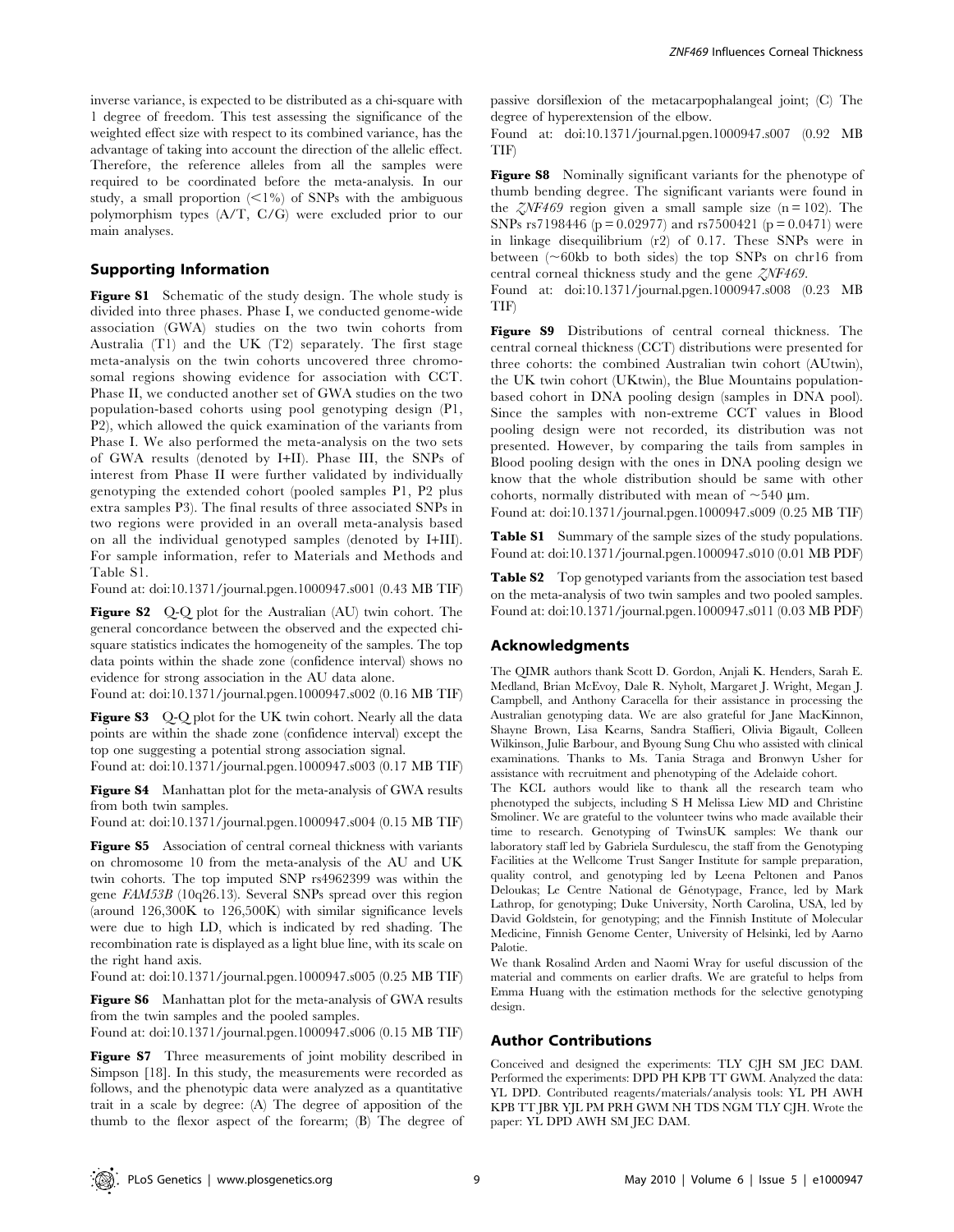inverse variance, is expected to be distributed as a chi-square with 1 degree of freedom. This test assessing the significance of the weighted effect size with respect to its combined variance, has the advantage of taking into account the direction of the allelic effect. Therefore, the reference alleles from all the samples were required to be coordinated before the meta-analysis. In our study, a small proportion (<1%) of SNPs with the ambiguous polymorphism types (A/T, C/G) were excluded prior to our main analyses.

## Supporting Information

**Figure S1** Schematic of the study design. The whole study is divided into three phases. Phase I, we conducted genome-wide association (GWA) studies on the two twin cohorts from Australia (T1) and the UK (T2) separately. The first stage meta-analysis on the twin cohorts uncovered three chromosomal regions showing evidence for association with CCT. Phase II, we conducted another set of GWA studies on the two population-based cohorts using pool genotyping design (P1, P2), which allowed the quick examination of the variants from Phase I. We also performed the meta-analysis on the two sets of GWA results (denoted by I+II). Phase III, the SNPs of interest from Phase II were further validated by individually genotyping the extended cohort (pooled samples P1, P2 plus extra samples P3). The final results of three associated SNPs in two regions were provided in an overall meta-analysis based on all the individual genotyped samples (denoted by I+III). For sample information, refer to Materials and Methods and Table S1.
Found at: doi:10.1371/journal.pgen.1000947.s001 (0.43 MB TIF)

**Figure S2** Q-Q plot for the Australian (AU) twin cohort. The general concordance between the observed and the expected chi-square statistics indicates the homogeneity of the samples. The top data points within the shade zone (confidence interval) shows no evidence for strong association in the AU data alone.
Found at: doi:10.1371/journal.pgen.1000947.s002 (0.16 MB TIF)

**Figure S3** Q-Q plot for the UK twin cohort. Nearly all the data points are within the shade zone (confidence interval) except the top one suggesting a potential strong association signal.
Found at: doi:10.1371/journal.pgen.1000947.s003 (0.17 MB TIF)

**Figure S4** Manhattan plot for the meta-analysis of GWA results from both twin samples.
Found at: doi:10.1371/journal.pgen.1000947.s004 (0.15 MB TIF)

**Figure S5** Association of central corneal thickness with variants on chromosome 10 from the meta-analysis of the AU and UK twin cohorts. The top imputed SNP rs4962399 was within the gene *FAM53B* (10q26.13). Several SNPs spread over this region (around 126,300K to 126,500K) with similar significance levels were due to high LD, which is indicated by red shading. The recombination rate is displayed as a light blue line, with its scale on the right hand axis.
Found at: doi:10.1371/journal.pgen.1000947.s005 (0.25 MB TIF)

**Figure S6** Manhattan plot for the meta-analysis of GWA results from the twin samples and the pooled samples.
Found at: doi:10.1371/journal.pgen.1000947.s006 (0.15 MB TIF)

**Figure S7** Three measurements of joint mobility described in Simpson [18]. In this study, the measurements were recorded as follows, and the phenotypic data were analyzed as a quantitative trait in a scale by degree: (A) The degree of apposition of the thumb to the flexor aspect of the forearm; (B) The degree of passive dorsiflexion of the metacarpophalangeal joint; (C) The degree of hyperextension of the elbow.
Found at: doi:10.1371/journal.pgen.1000947.s007 (0.92 MB TIF)

**Figure S8** Nominally significant variants for the phenotype of thumb bending degree. The significant variants were found in the *ZNF469* region given a small sample size ($n = 102$). The SNPs rs7198446 ($p = 0.02977$) and rs7500421 ($p = 0.0471$) were in linkage disequilibrium ($r^2$) of 0.17. These SNPs were in between (~60kb to both sides) the top SNPs on chr16 from central corneal thickness study and the gene *ZNF469*.
Found at: doi:10.1371/journal.pgen.1000947.s008 (0.23 MB TIF)

**Figure S9** Distributions of central corneal thickness. The central corneal thickness (CCT) distributions were presented for three cohorts: the combined Australian twin cohort (AUtwin), the UK twin cohort (UKtwin), the Blue Mountains population-based cohort in DNA pooling design (samples in DNA pool). Since the samples with non-extreme CCT values in Blood pooling design were not recorded, its distribution was not presented. However, by comparing the tails from samples in Blood pooling design with the ones in DNA pooling design we know that the whole distribution should be same with other cohorts, normally distributed with mean of ~540 μm.
Found at: doi:10.1371/journal.pgen.1000947.s009 (0.25 MB TIF)

**Table S1** Summary of the sample sizes of the study populations.
Found at: doi:10.1371/journal.pgen.1000947.s010 (0.01 MB PDF)

**Table S2** Top genotyped variants from the association test based on the meta-analysis of two twin samples and two pooled samples.
Found at: doi:10.1371/journal.pgen.1000947.s011 (0.03 MB PDF)

## Acknowledgments

The QIMR authors thank Scott D. Gordon, Anjali K. Henders, Sarah E. Medland, Brian McEvoy, Dale R. Nyholt, Margaret J. Wright, Megan J. Campbell, and Anthony Caracella for their assistance in processing the Australian genotyping data. We are also grateful for Jane MacKinnon, Shayne Brown, Lisa Kearns, Sandra Staffieri, Olivia Bigault, Colleen Wilkinson, Julie Barbour, and Byoung Sung Chu who assisted with clinical examinations. Thanks to Ms. Tania Straga and Bronwyn Usher for assistance with recruitment and phenotyping of the Adelaide cohort.

The KCL authors would like to thank all the research team who phenotyped the subjects, including S H Melissa Liew MD and Christine Smoliner. We are grateful to the volunteer twins who made available their time to research. Genotyping of TwinsUK samples: We thank our laboratory staff led by Gabriela Surdulescu, the staff from the Genotyping Facilities at the Wellcome Trust Sanger Institute for sample preparation, quality control, and genotyping led by Leena Peltonen and Panos Deloukas; Le Centre National de Génotypage, France, led by Mark Lathrop, for genotyping; Duke University, North Carolina, USA, led by David Goldstein, for genotyping; and the Finnish Institute of Molecular Medicine, Finnish Genome Center, University of Helsinki, led by Aarno Palotie.

We thank Rosalind Arden and Naomi Wray for useful discussion of the material and comments on earlier drafts. We are grateful to helps from Emma Huang with the estimation methods for the selective genotyping design.

## Author Contributions

Conceived and designed the experiments: TLY CJH SM JEC DAM. Performed the experiments: DPD PH KPB TT GWM. Analyzed the data: YL DPD. Contributed reagents/materials/analysis tools: YL PH AWH KPB TT JBR YJL PM PRH GWM NH TDS NGM TLY CJH. Wrote the paper: YL DPD AWH SM JEC DAM.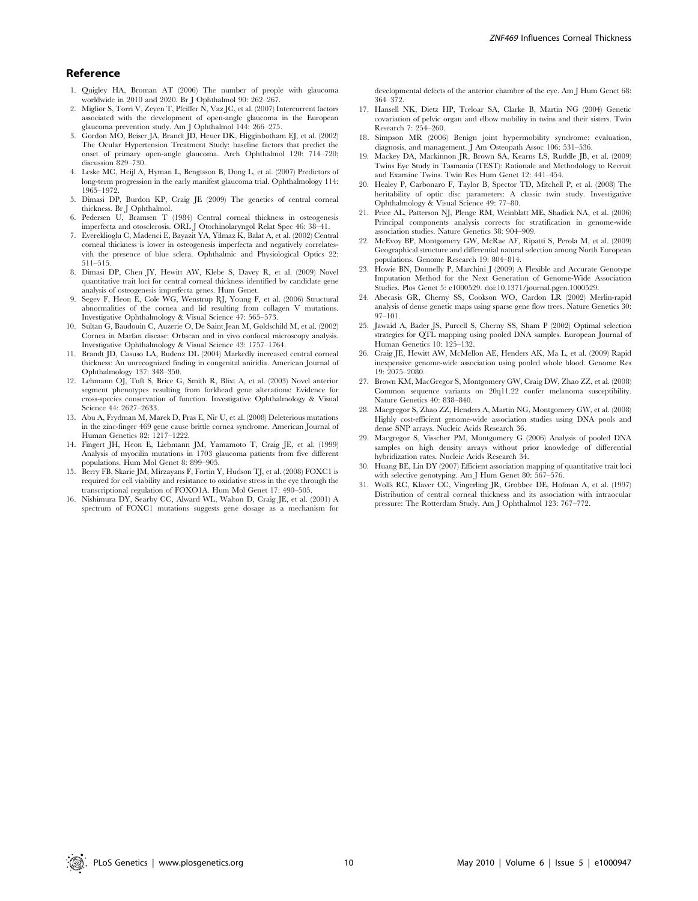## Reference

1. Quigley HA, Broman AT (2006) The number of people with glaucoma worldwide in 2010 and 2020. Br J Ophthalmol 90: 262–267.
2. Miglior S, Torri V, Zeyen T, Pfeiffer N, Vaz JC, et al. (2007) Intercurrent factors associated with the development of open-angle glaucoma in the European glaucoma prevention study. Am J Ophthalmol 144: 266–275.
3. Gordon MO, Beiser JA, Brandt JD, Heuer DK, Higginbotham EJ, et al. (2002) The Ocular Hypertension Treatment Study: baseline factors that predict the onset of primary open-angle glaucoma. Arch Ophthalmol 120: 714–720; discussion 829–730.
4. Leske MC, Heijl A, Hyman L, Bengtsson B, Dong L, et al. (2007) Predictors of long-term progression in the early manifest glaucoma trial. Ophthalmology 114: 1965–1972.
5. Dimasi DP, Burdon KP, Craig JE (2009) The genetics of central corneal thickness. Br J Ophthalmol.
6. Pedersen U, Bramsen T (1984) Central corneal thickness in osteogenesis imperfecta and otosclerosis. ORL J Otorhinolaryngol Relat Spec 46: 38–41.
7. Evereklioglu C, Madenci E, Bayazit YA, Yilmaz K, Balat A, et al. (2002) Central corneal thickness is lower in osteogenesis imperfecta and negatively correlates-vith the presence of blue sclera. Ophthalmic and Physiological Optics 22: 511–515.
8. Dimasi DP, Chen JY, Hewitt AW, Klebe S, Davey R, et al. (2009) Novel quantitative trait loci for central corneal thickness identified by candidate gene analysis of osteogenesis imperfecta genes. Hum Genet.
9. Segev F, Heon E, Cole WG, Wenstrup RJ, Young F, et al. (2006) Structural abnormalities of the cornea and lid resulting from collagen V mutations. Investigative Ophthalmology & Visual Science 47: 565–573.
10. Sultan G, Baudouin C, Auzerie O, De Saint Jean M, Goldschild M, et al. (2002) Cornea in Marfan disease: Orbscan and in vivo confocal microscopy analysis. Investigative Ophthalmology & Visual Science 43: 1757–1764.
11. Brandt JD, Casuso LA, Budenz DL (2004) Markedly increased central corneal thickness: An unrecognized finding in congenital aniridia. American Journal of Ophthalmology 137: 348–350.
12. Lehmann OJ, Tuft S, Brice G, Smith R, Blixt A, et al. (2003) Novel anterior segment phenotypes resulting from forkhead gene alterations: Evidence for cross-species conservation of function. Investigative Ophthalmology & Visual Science 44: 2627–2633.
13. Abu A, Frydman M, Marek D, Pras E, Nir U, et al. (2008) Deleterious mutations in the zinc-finger 469 gene cause brittle cornea syndrome. American Journal of Human Genetics 82: 1217–1222.
14. Fingert JH, Heon E, Liebmann JM, Yamamoto T, Craig JE, et al. (1999) Analysis of myocilin mutations in 1703 glaucoma patients from five different populations. Hum Mol Genet 8: 899–905.
15. Berry FB, Skarie JM, Mirzayans F, Fortin Y, Hudson TJ, et al. (2008) FOXC1 is required for cell viability and resistance to oxidative stress in the eye through the transcriptional regulation of FOXO1A. Hum Mol Genet 17: 490–505.
16. Nishimura DY, Searby CC, Alward WL, Walton D, Craig JE, et al. (2001) A spectrum of FOXC1 mutations suggests gene dosage as a mechanism for developmental defects of the anterior chamber of the eye. Am J Hum Genet 68: 364–372.
17. Hansell NK, Dietz HP, Treloar SA, Clarke B, Martin NG (2004) Genetic covariation of pelvic organ and elbow mobility in twins and their sisters. Twin Research 7: 254–260.
18. Simpson MR (2006) Benign joint hypermobility syndrome: evaluation, diagnosis, and management. J Am Osteopath Assoc 106: 531–536.
19. Mackey DA, Mackinnon JR, Brown SA, Kearns LS, Ruddle JB, et al. (2009) Twins Eye Study in Tasmania (TEST): Rationale and Methodology to Recruit and Examine Twins. Twin Res Hum Genet 12: 441–454.
20. Healey P, Carbonaro F, Taylor B, Spector TD, Mitchell P, et al. (2008) The heritability of optic disc parameters: A classic twin study. Investigative Ophthalmology & Visual Science 49: 77–80.
21. Price AL, Patterson NJ, Plenge RM, Weinblatt ME, Shadick NA, et al. (2006) Principal components analysis corrects for stratification in genome-wide association studies. Nature Genetics 38: 904–909.
22. McEvoy BP, Montgomery GW, McRae AF, Ripatti S, Perola M, et al. (2009) Geographical structure and differential natural selection among North European populations. Genome Research 19: 804–814.
23. Howie BN, Donnelly P, Marchini J (2009) A Flexible and Accurate Genotype Imputation Method for the Next Generation of Genome-Wide Association Studies. Plos Genet 5: e1000529. doi:10.1371/journal.pgen.1000529.
24. Abecasis GR, Cherny SS, Cookson WO, Cardon LR (2002) Merlin-rapid analysis of dense genetic maps using sparse gene flow trees. Nature Genetics 30: 97–101.
25. Jawaid A, Bader JS, Purcell S, Cherny SS, Sham P (2002) Optimal selection strategies for QTL mapping using pooled DNA samples. European Journal of Human Genetics 10: 125–132.
26. Craig JE, Hewitt AW, McMellon AE, Henders AK, Ma L, et al. (2009) Rapid inexpensive genome-wide association using pooled whole blood. Genome Res 19: 2075–2080.
27. Brown KM, MacGregor S, Montgomery GW, Craig DW, Zhao ZZ, et al. (2008) Common sequence variants on 20q11.22 confer melanoma susceptibility. Nature Genetics 40: 838–840.
28. Macgregor S, Zhao ZZ, Henders A, Martin NG, Montgomery GW, et al. (2008) Highly cost-efficient genome-wide association studies using DNA pools and dense SNP arrays. Nucleic Acids Research 36.
29. Macgregor S, Visscher PM, Montgomery G (2006) Analysis of pooled DNA samples on high density arrays without prior knowledge of differential hybridization rates. Nucleic Acids Research 34.
30. Huang BE, Lin DY (2007) Efficient association mapping of quantitative trait loci with selective genotyping. Am J Hum Genet 80: 567–576.
31. Wolfs RC, Klaver CC, Vingerling JR, Grobbee DE, Hofman A, et al. (1997) Distribution of central corneal thickness and its association with intraocular pressure: The Rotterdam Study. Am J Ophthalmol 123: 767–772.